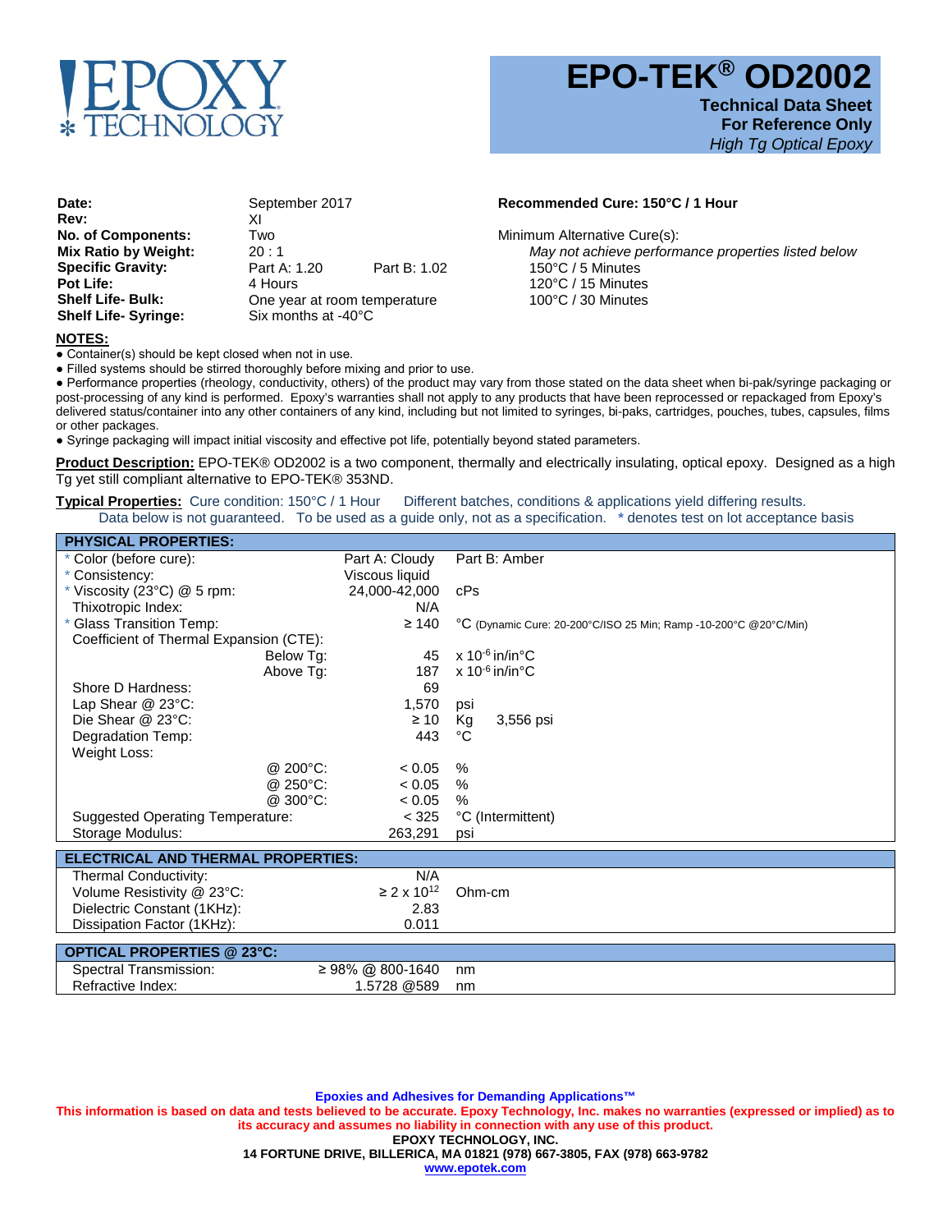# EPO-TEK® OD2002

**Technical Data Sheet**
**For Reference Only**
*High Tg Optical Epoxy*

| | | |
|---|---|---|
| **Date:** | September 2017 | |
| **Rev:** | XI | |
| **No. of Components:** | Two | |
| **Mix Ratio by Weight:** | 20 : 1 | |
| **Specific Gravity:** | Part A: 1.20 | Part B: 1.02 |
| **Pot Life:** | 4 Hours | |
| **Shelf Life- Bulk:** | One year at room temperature | |
| **Shelf Life- Syringe:** | Six months at -40°C | |

**Recommended Cure: 150°C / 1 Hour**

Minimum Alternative Cure(s):
*May not achieve performance properties listed below*
150°C / 5 Minutes
120°C / 15 Minutes
100°C / 30 Minutes

**NOTES:**

- Container(s) should be kept closed when not in use.
- Filled systems should be stirred thoroughly before mixing and prior to use.
- Performance properties (rheology, conductivity, others) of the product may vary from those stated on the data sheet when bi-pak/syringe packaging or post-processing of any kind is performed. Epoxy's warranties shall not apply to any products that have been reprocessed or repackaged from Epoxy's delivered status/container into any other containers of any kind, including but not limited to syringes, bi-paks, cartridges, pouches, tubes, capsules, films or other packages.
- Syringe packaging will impact initial viscosity and effective pot life, potentially beyond stated parameters.

**Product Description:** EPO-TEK® OD2002 is a two component, thermally and electrically insulating, optical epoxy. Designed as a high Tg yet still compliant alternative to EPO-TEK® 353ND.

**Typical Properties:** Cure condition: 150°C / 1 Hour Different batches, conditions & applications yield differing results. Data below is not guaranteed. To be used as a guide only, not as a specification. * denotes test on lot acceptance basis

| **PHYSICAL PROPERTIES:** | | |
|---|---|---|
| * Color (before cure): | Part A: Cloudy | Part B: Amber |
| * Consistency: | Viscous liquid | |
| * Viscosity (23°C) @ 5 rpm: | 24,000-42,000 | cPs |
| Thixotropic Index: | N/A | |
| * Glass Transition Temp: | ≥ 140 | °C (Dynamic Cure: 20-200°C/ISO 25 Min; Ramp -10-200°C @20°C/Min) |
| Coefficient of Thermal Expansion (CTE): | | |
| Below Tg: | 45 | x $10^{-6}$ in/in°C |
| Above Tg: | 187 | x $10^{-6}$ in/in°C |
| Shore D Hardness: | 69 | |
| Lap Shear @ 23°C: | 1,570 | psi |
| Die Shear @ 23°C: | ≥ 10 | Kg 3,556 psi |
| Degradation Temp: | 443 | °C |
| Weight Loss: | | |
| @ 200°C: | < 0.05 | % |
| @ 250°C: | < 0.05 | % |
| @ 300°C: | < 0.05 | % |
| Suggested Operating Temperature: | < 325 | °C (Intermittent) |
| Storage Modulus: | 263,291 | psi |

| **ELECTRICAL AND THERMAL PROPERTIES:** | | |
|---|---|---|
| Thermal Conductivity: | N/A | |
| Volume Resistivity @ 23°C: | ≥ 2 x $10^{12}$ | Ohm-cm |
| Dielectric Constant (1KHz): | 2.83 | |
| Dissipation Factor (1KHz): | 0.011 | |

| **OPTICAL PROPERTIES @ 23°C:** | | |
|---|---|---|
| Spectral Transmission: | ≥ 98% @ 800-1640 | nm |
| Refractive Index: | 1.5728 @589 | nm |

**Epoxies and Adhesives for Demanding Applications™**

**This information is based on data and tests believed to be accurate. Epoxy Technology, Inc. makes no warranties (expressed or implied) as to its accuracy and assumes no liability in connection with any use of this product.**

**EPOXY TECHNOLOGY, INC.**
**14 FORTUNE DRIVE, BILLERICA, MA 01821 (978) 667-3805, FAX (978) 663-9782**
**www.epotek.com**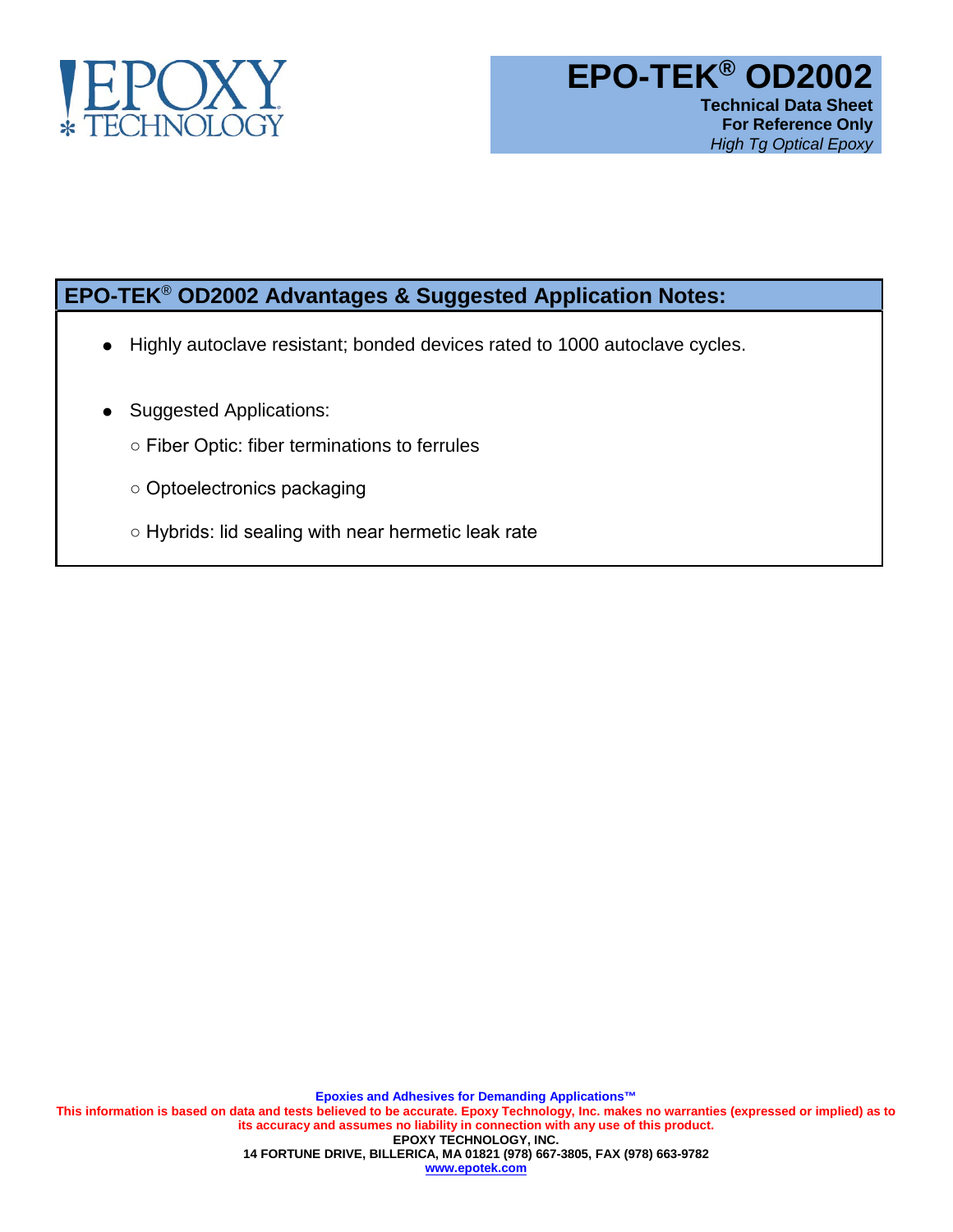# EPO-TEK® OD2002

**Technical Data Sheet**
**For Reference Only**
*High Tg Optical Epoxy*

## EPO-TEK® OD2002 Advantages & Suggested Application Notes:

- Highly autoclave resistant; bonded devices rated to 1000 autoclave cycles.
- Suggested Applications:
  - Fiber Optic: fiber terminations to ferrules
  - Optoelectronics packaging
  - Hybrids: lid sealing with near hermetic leak rate

**Epoxies and Adhesives for Demanding Applications™**

**This information is based on data and tests believed to be accurate. Epoxy Technology, Inc. makes no warranties (expressed or implied) as to its accuracy and assumes no liability in connection with any use of this product.**

**EPOXY TECHNOLOGY, INC.**
**14 FORTUNE DRIVE, BILLERICA, MA 01821 (978) 667-3805, FAX (978) 663-9782**
**www.epotek.com**